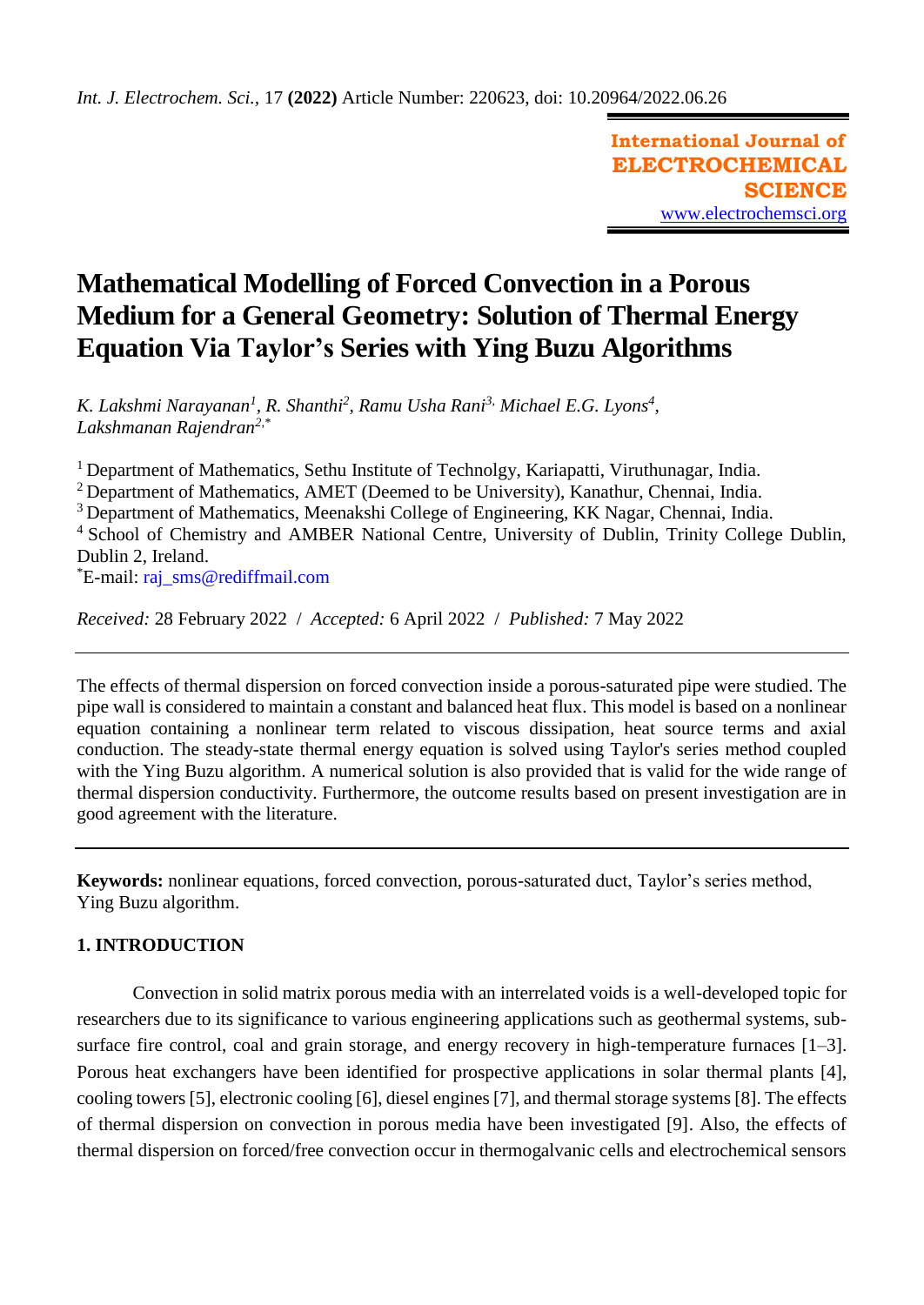International Journal of ELECTROCHEMICAL SCIENCE
www.electrochemsci.org

# Mathematical Modelling of Forced Convection in a Porous Medium for a General Geometry: Solution of Thermal Energy Equation Via Taylor's Series with Ying Buzu Algorithms

*K. Lakshmi Narayanan[1], R. Shanthi[2], Ramu Usha Rani[3], Michael E.G. Lyons[4], Lakshmanan Rajendran[2,*]*

[1] Department of Mathematics, Sethu Institute of Technolgy, Kariapatti, Viruthunagar, India.
[2] Department of Mathematics, AMET (Deemed to be University), Kanathur, Chennai, India.
[3] Department of Mathematics, Meenakshi College of Engineering, KK Nagar, Chennai, India.
[4] School of Chemistry and AMBER National Centre, University of Dublin, Trinity College Dublin, Dublin 2, Ireland.
[*]E-mail: raj_sms@rediffmail.com

*Received:* 28 February 2022 / *Accepted:* 6 April 2022 / *Published:* 7 May 2022

The effects of thermal dispersion on forced convection inside a porous-saturated pipe were studied. The pipe wall is considered to maintain a constant and balanced heat flux. This model is based on a nonlinear equation containing a nonlinear term related to viscous dissipation, heat source terms and axial conduction. The steady-state thermal energy equation is solved using Taylor's series method coupled with the Ying Buzu algorithm. A numerical solution is also provided that is valid for the wide range of thermal dispersion conductivity. Furthermore, the outcome results based on present investigation are in good agreement with the literature.

**Keywords:** nonlinear equations, forced convection, porous-saturated duct, Taylor's series method, Ying Buzu algorithm.

## 1. INTRODUCTION

Convection in solid matrix porous media with an interrelated voids is a well-developed topic for researchers due to its significance to various engineering applications such as geothermal systems, sub-surface fire control, coal and grain storage, and energy recovery in high-temperature furnaces [1–3]. Porous heat exchangers have been identified for prospective applications in solar thermal plants [4], cooling towers [5], electronic cooling [6], diesel engines [7], and thermal storage systems [8]. The effects of thermal dispersion on convection in porous media have been investigated [9]. Also, the effects of thermal dispersion on forced/free convection occur in thermogalvanic cells and electrochemical sensors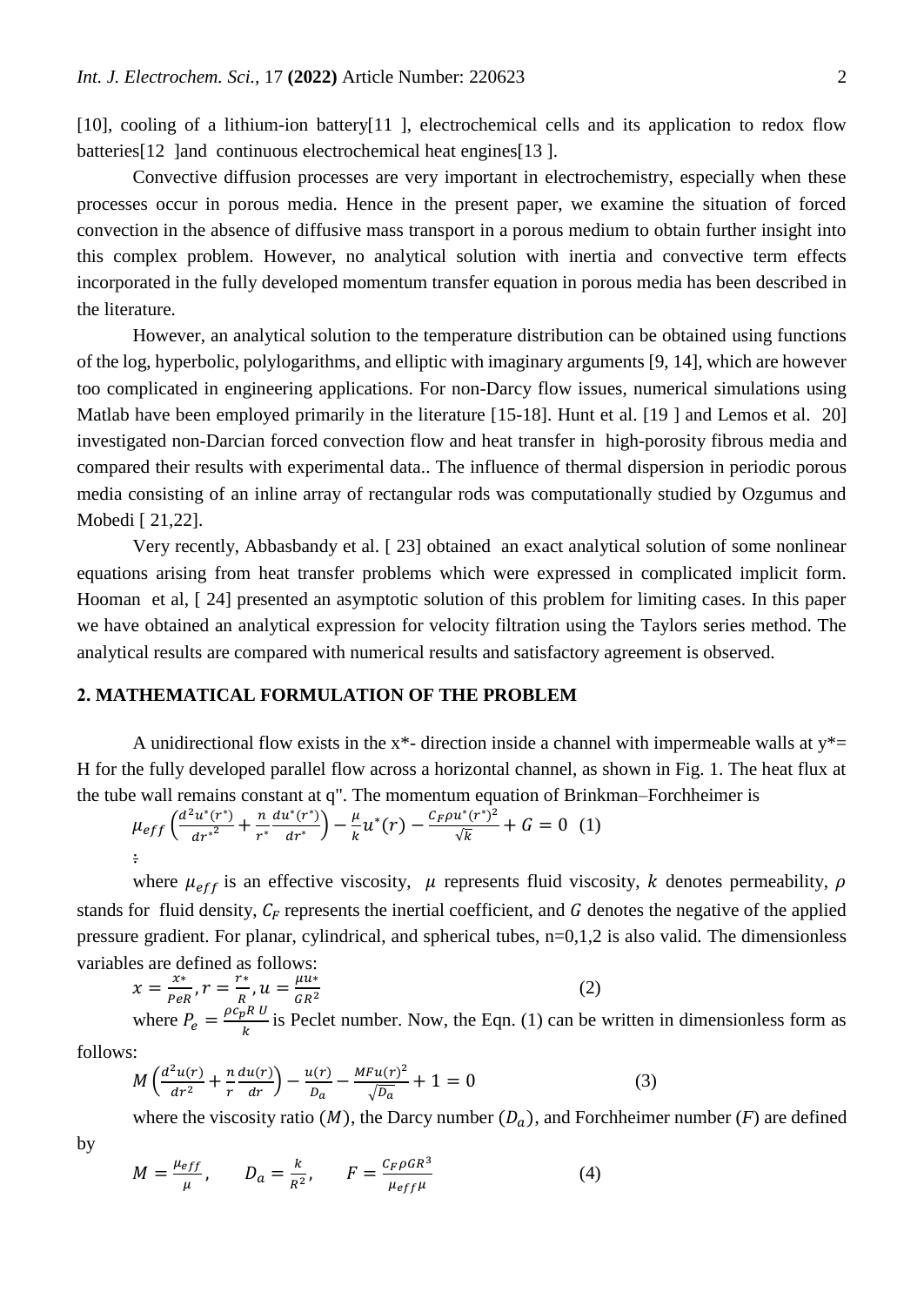[10], cooling of a lithium-ion battery[11 ], electrochemical cells and its application to redox flow batteries[12 ]and continuous electrochemical heat engines[13 ].

Convective diffusion processes are very important in electrochemistry, especially when these processes occur in porous media. Hence in the present paper, we examine the situation of forced convection in the absence of diffusive mass transport in a porous medium to obtain further insight into this complex problem. However, no analytical solution with inertia and convective term effects incorporated in the fully developed momentum transfer equation in porous media has been described in the literature.

However, an analytical solution to the temperature distribution can be obtained using functions of the log, hyperbolic, polylogarithms, and elliptic with imaginary arguments [9, 14], which are however too complicated in engineering applications. For non-Darcy flow issues, numerical simulations using Matlab have been employed primarily in the literature [15-18]. Hunt et al. [19 ] and Lemos et al. 20] investigated non-Darcian forced convection flow and heat transfer in high-porosity fibrous media and compared their results with experimental data.. The influence of thermal dispersion in periodic porous media consisting of an inline array of rectangular rods was computationally studied by Ozgumus and Mobedi [ 21,22].

Very recently, Abbasbandy et al. [ 23] obtained an exact analytical solution of some nonlinear equations arising from heat transfer problems which were expressed in complicated implicit form. Hooman et al, [ 24] presented an asymptotic solution of this problem for limiting cases. In this paper we have obtained an analytical expression for velocity filtration using the Taylors series method. The analytical results are compared with numerical results and satisfactory agreement is observed.

## 2. MATHEMATICAL FORMULATION OF THE PROBLEM

A unidirectional flow exists in the x*- direction inside a channel with impermeable walls at y*= H for the fully developed parallel flow across a horizontal channel, as shown in Fig. 1. The heat flux at the tube wall remains constant at q". The momentum equation of Brinkman–Forchheimer is

$$\mu_{eff}\left(\frac{d^2u^*(r^*)}{dr^{*2}}+\frac{n}{r^*}\frac{du^*(r^*)}{dr^*}\right)-\frac{\mu}{k}u^*(r)-\frac{C_F\rho u^*(r^*)^2}{\sqrt{k}}+G=0 \quad (1)$$

:

where $\mu_{eff}$ is an effective viscosity, $\mu$ represents fluid viscosity, $k$ denotes permeability, $\rho$ stands for fluid density, $C_F$ represents the inertial coefficient, and $G$ denotes the negative of the applied pressure gradient. For planar, cylindrical, and spherical tubes, n=0,1,2 is also valid. The dimensionless variables are defined as follows:

$$x=\frac{x*}{PeR},\ r=\frac{r*}{R},\ u=\frac{\mu u*}{GR^2} \quad (2)$$

where $P_e=\frac{\rho c_p R\ U}{k}$ is Peclet number. Now, the Eqn. (1) can be written in dimensionless form as follows:

$$M\left(\frac{d^2u(r)}{dr^2}+\frac{n}{r}\frac{du(r)}{dr}\right)-\frac{u(r)}{D_a}-\frac{MFu(r)^2}{\sqrt{D_a}}+1=0 \quad (3)$$

where the viscosity ratio ($M$), the Darcy number ($D_a$), and Forchheimer number ($F$) are defined by

$$M=\frac{\mu_{eff}}{\mu},\qquad D_a=\frac{k}{R^2},\qquad F=\frac{C_F\rho GR^3}{\mu_{eff}\mu} \quad (4)$$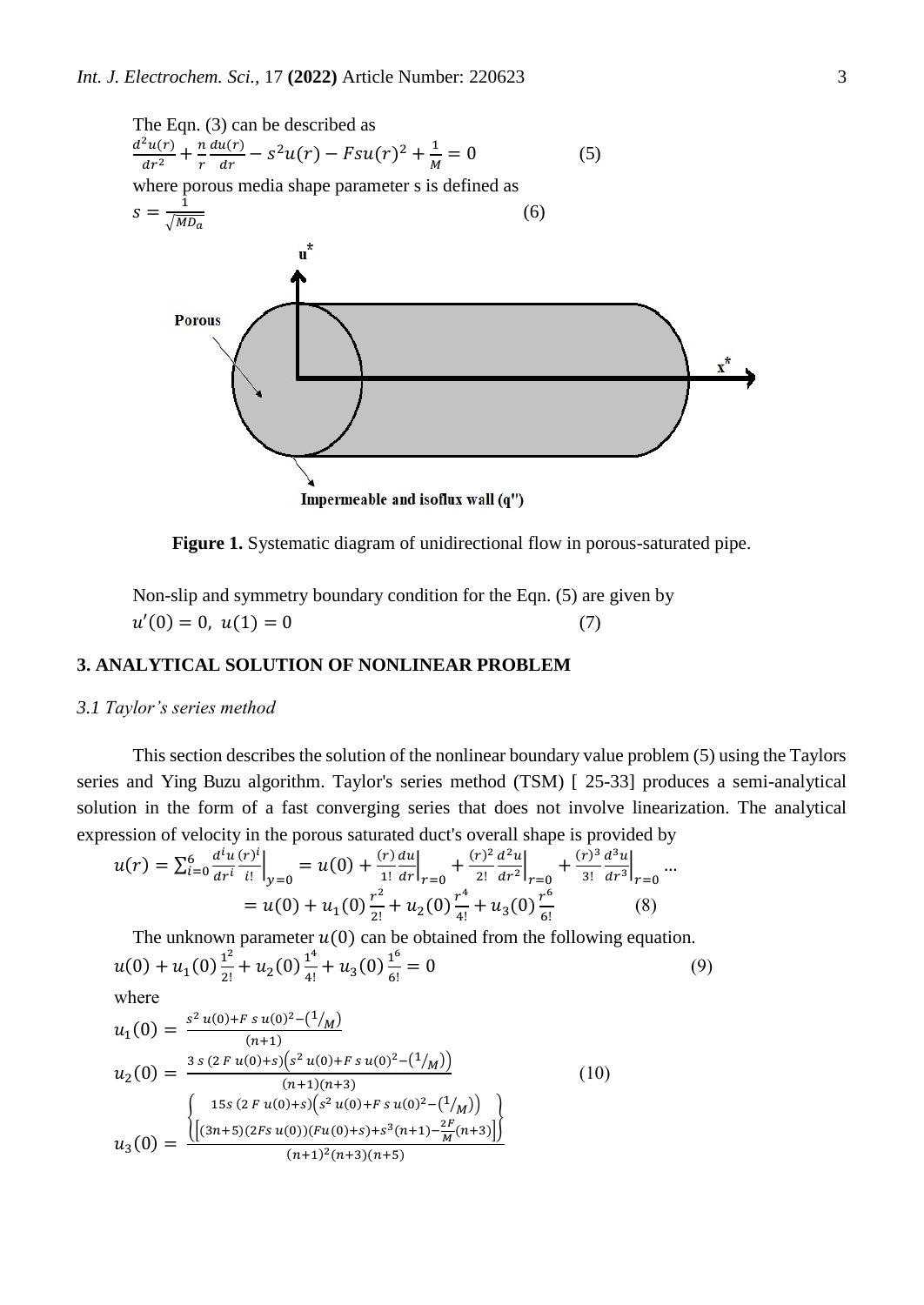The Eqn. (3) can be described as

$$\frac{d^2u(r)}{dr^2} + \frac{n}{r}\frac{du(r)}{dr} - s^2u(r) - Fsu(r)^2 + \frac{1}{M} = 0 \qquad (5)$$

where porous media shape parameter s is defined as

$$s = \frac{1}{\sqrt{MD_a}} \qquad (6)$$

**Figure 1.** Systematic diagram of unidirectional flow in porous-saturated pipe.

Non-slip and symmetry boundary condition for the Eqn. (5) are given by

$$u'(0) = 0,\; u(1) = 0 \qquad (7)$$

## 3. ANALYTICAL SOLUTION OF NONLINEAR PROBLEM

### *3.1 Taylor's series method*

This section describes the solution of the nonlinear boundary value problem (5) using the Taylors series and Ying Buzu algorithm. Taylor's series method (TSM) [ 25-33] produces a semi-analytical solution in the form of a fast converging series that does not involve linearization. The analytical expression of velocity in the porous saturated duct's overall shape is provided by

$$u(r) = \sum_{i=0}^{6} \frac{d^iu}{dr^i}\frac{(r)^i}{i!}\bigg|_{y=0} = u(0) + \frac{(r)}{1!}\frac{du}{dr}\bigg|_{r=0} + \frac{(r)^2}{2!}\frac{d^2u}{dr^2}\bigg|_{r=0} + \frac{(r)^3}{3!}\frac{d^3u}{dr^3}\bigg|_{r=0} \ldots$$

$$= u(0) + u_1(0)\frac{r^2}{2!} + u_2(0)\frac{r^4}{4!} + u_3(0)\frac{r^6}{6!} \qquad (8)$$

The unknown parameter $u(0)$ can be obtained from the following equation.

$$u(0) + u_1(0)\frac{1^2}{2!} + u_2(0)\frac{1^4}{4!} + u_3(0)\frac{1^6}{6!} = 0 \qquad (9)$$

where

$$u_1(0) = \frac{s^2\,u(0) + F\,s\,u(0)^2 - \left(1/_M\right)}{(n+1)}$$

$$u_2(0) = \frac{3\,s\,(2\,F\,u(0) + s)\left(s^2\,u(0) + F\,s\,u(0)^2 - \left(1/_M\right)\right)}{(n+1)(n+3)} \qquad (10)$$

$$u_3(0) = \frac{\left\{\begin{array}{c} 15s\,(2\,F\,u(0)+s)\left(s^2\,u(0)+F\,s\,u(0)^2-\left(1/_M\right)\right) \\ \left[(3n+5)(2Fs\,u(0))(Fu(0)+s)+s^3(n+1)-\frac{2F}{M}(n+3)\right] \end{array}\right\}}{(n+1)^2(n+3)(n+5)}$$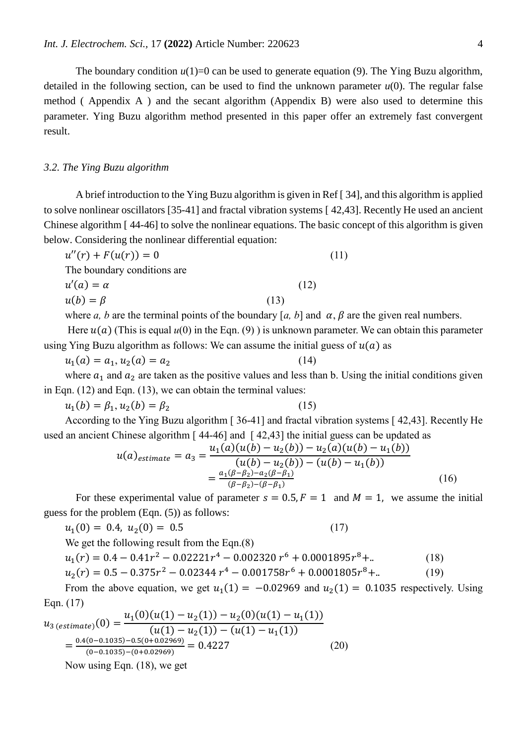The boundary condition $u(1)=0$ can be used to generate equation (9). The Ying Buzu algorithm, detailed in the following section, can be used to find the unknown parameter $u(0)$. The regular false method ( Appendix A ) and the secant algorithm (Appendix B) were also used to determine this parameter. Ying Buzu algorithm method presented in this paper offer an extremely fast convergent result.

### *3.2. The Ying Buzu algorithm*

A brief introduction to the Ying Buzu algorithm is given in Ref [ 34], and this algorithm is applied to solve nonlinear oscillators [35-41] and fractal vibration systems [ 42,43]. Recently He used an ancient Chinese algorithm [ 44-46] to solve the nonlinear equations. The basic concept of this algorithm is given below. Considering the nonlinear differential equation:

$$u''(r) + F(u(r)) = 0 \tag{11}$$

The boundary conditions are

$$u'(a) = \alpha \tag{12}$$

$$u(b) = \beta \tag{13}$$

where *a, b* are the terminal points of the boundary [*a, b*] and $\alpha, \beta$ are the given real numbers.

Here $u(a)$ (This is equal $u(0)$ in the Eqn. (9) ) is unknown parameter. We can obtain this parameter using Ying Buzu algorithm as follows: We can assume the initial guess of $u(a)$ as

$$u_1(a) = a_1, u_2(a) = a_2 \tag{14}$$

where $a_1$ and $a_2$ are taken as the positive values and less than b. Using the initial conditions given in Eqn. (12) and Eqn. (13), we can obtain the terminal values:

$$u_1(b) = \beta_1, u_2(b) = \beta_2 \tag{15}$$

According to the Ying Buzu algorithm [ 36-41] and fractal vibration systems [ 42,43]. Recently He used an ancient Chinese algorithm [ 44-46] and [ 42,43] the initial guess can be updated as

$$u(a)_{estimate} = a_3 = \frac{u_1(a)(u(b) - u_2(b)) - u_2(a)(u(b) - u_1(b))}{(u(b) - u_2(b)) - (u(b) - u_1(b))} = \frac{a_1(\beta - \beta_2) - a_2(\beta - \beta_1)}{(\beta - \beta_2) - (\beta - \beta_1)} \tag{16}$$

For these experimental value of parameter $s = 0.5, F = 1$ and $M = 1$, we assume the initial guess for the problem (Eqn. (5)) as follows:

$$u_1(0) = 0.4, \; u_2(0) = 0.5 \tag{17}$$

We get the following result from the Eqn.(8)

$$u_1(r) = 0.4 - 0.41r^2 - 0.02221r^4 - 0.002320\, r^6 + 0.0001895r^8 + .. \tag{18}$$

$$u_2(r) = 0.5 - 0.375r^2 - 0.02344\, r^4 - 0.001758r^6 + 0.0001805r^8 + .. \tag{19}$$

From the above equation, we get $u_1(1) = -0.02969$ and $u_2(1) = 0.1035$ respectively. Using Eqn. (17)

$$u_{3\,(estimate)}(0) = \frac{u_1(0)(u(1) - u_2(1)) - u_2(0)(u(1) - u_1(1))}{(u(1) - u_2(1)) - (u(1) - u_1(1))} = \frac{0.4(0 - 0.1035) - 0.5(0 + 0.02969)}{(0 - 0.1035) - (0 + 0.02969)} = 0.4227 \tag{20}$$

Now using Eqn. (18), we get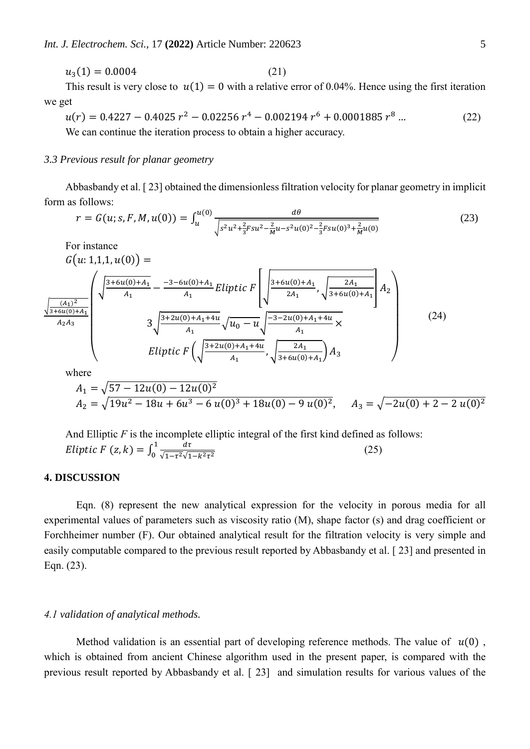$$u_3(1) = 0.0004 \tag{21}$$

This result is very close to $u(1) = 0$ with a relative error of 0.04%. Hence using the first iteration we get

$$u(r) = 0.4227 - 0.4025\, r^2 - 0.02256\, r^4 - 0.002194\, r^6 + 0.0001885\, r^8 \ldots \tag{22}$$

We can continue the iteration process to obtain a higher accuracy.

### *3.3 Previous result for planar geometry*

Abbasbandy et al. [ 23] obtained the dimensionless filtration velocity for planar geometry in implicit form as follows:

$$r = G(u; s, F, M, u(0)) = \int_u^{u(0)} \frac{d\theta}{\sqrt{s^2u^2 + \frac{2}{3}Fsu^2 - \frac{2}{M}u - s^2u(0)^2 - \frac{2}{3}Fsu(0)^3 + \frac{2}{M}u(0)}} \tag{23}$$

For instance

$$G\big(u\!: 1,1,1,u(0)\big) = \frac{\sqrt{\frac{(A_1)^2}{3+6u(0)+A_1}}}{A_2A_3}\left(\begin{array}{c}\sqrt{\frac{3+6u(0)+A_1}{A_1}} - \frac{-3-6u(0)+A_1}{A_1}\,Elliptic\ F\left[\sqrt{\frac{3+6u(0)+A_1}{2A_1}},\sqrt{\frac{2A_1}{3+6u(0)+A_1}}\right]A_2 \\ 3\sqrt{\frac{3+2u(0)+A_1+4u}{A_1}}\sqrt{u_0-u}\sqrt{\frac{-3-2u(0)+A_1+4u}{A_1}}\times \\ Elliptic\ F\left(\sqrt{\frac{3+2u(0)+A_1+4u}{A_1}},\sqrt{\frac{2A_1}{3+6u(0)+A_1}}\right)A_3\end{array}\right) \tag{24}$$

where

$$A_1 = \sqrt{57 - 12u(0) - 12u(0)^2}$$

$$A_2 = \sqrt{19u^2 - 18u + 6u^3 - 6\,u(0)^3 + 18u(0) - 9\,u(0)^2}, \quad A_3 = \sqrt{-2u(0) + 2 - 2\,u(0)^2}$$

And Elliptic $F$ is the incomplete elliptic integral of the first kind defined as follows:

$$Elliptic\ F\ (z,k) = \int_0^1 \frac{d\tau}{\sqrt{1-\tau^2}\sqrt{1-k^2\tau^2}} \tag{25}$$

## 4. DISCUSSION

Eqn. (8) represent the new analytical expression for the velocity in porous media for all experimental values of parameters such as viscosity ratio (M), shape factor (s) and drag coefficient or Forchheimer number (F). Our obtained analytical result for the filtration velocity is very simple and easily computable compared to the previous result reported by Abbasbandy et al. [ 23] and presented in Eqn. (23).

### *4.1 validation of analytical methods.*

Method validation is an essential part of developing reference methods. The value of $u(0)$, which is obtained from ancient Chinese algorithm used in the present paper, is compared with the previous result reported by Abbasbandy et al. [ 23] and simulation results for various values of the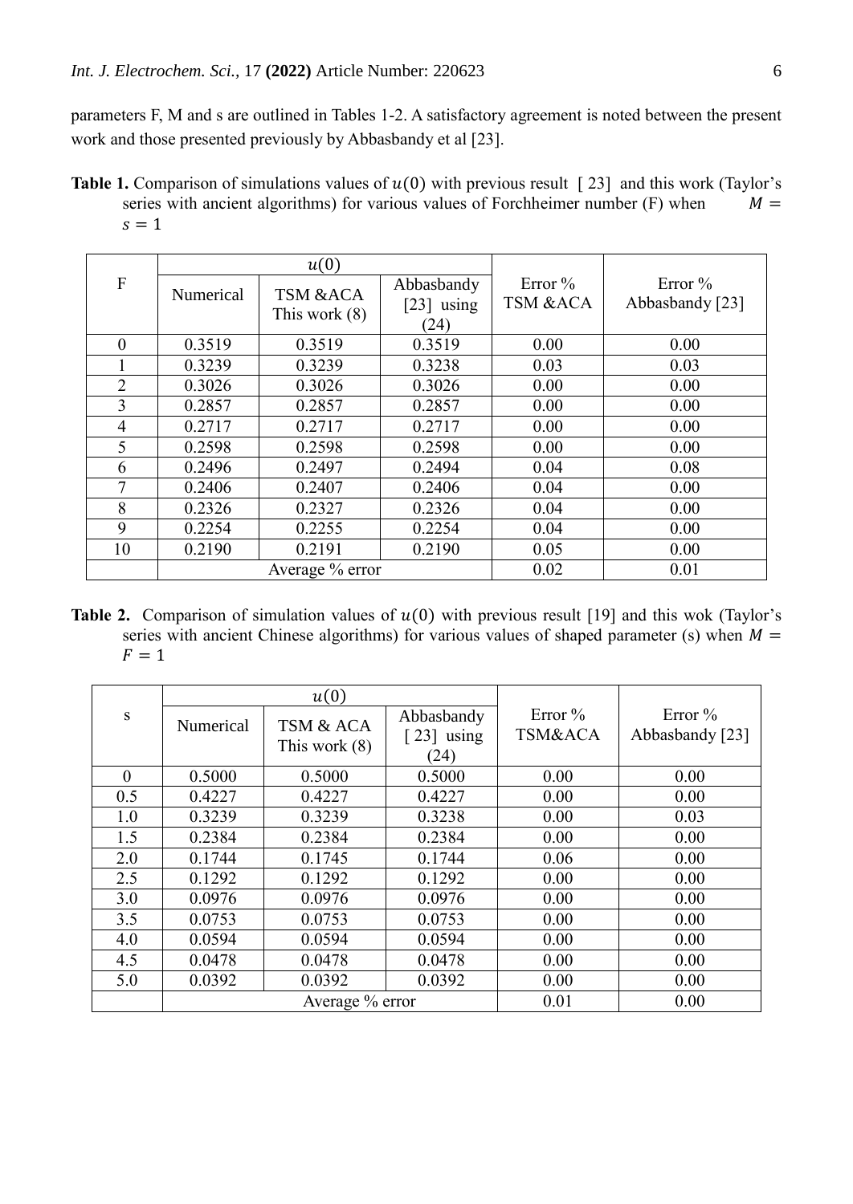parameters F, M and s are outlined in Tables 1-2. A satisfactory agreement is noted between the present work and those presented previously by Abbasbandy et al [23].

**Table 1.** Comparison of simulations values of $u(0)$ with previous result [ 23] and this work (Taylor's series with ancient algorithms) for various values of Forchheimer number (F) when $M = s = 1$

| F | $u(0)$ | | | Error % TSM &ACA | Error % Abbasbandy [23] |
|---|---|---|---|---|---|
| | Numerical | TSM &ACA This work (8) | Abbasbandy [23] using (24) | | |
| 0 | 0.3519 | 0.3519 | 0.3519 | 0.00 | 0.00 |
| 1 | 0.3239 | 0.3239 | 0.3238 | 0.03 | 0.03 |
| 2 | 0.3026 | 0.3026 | 0.3026 | 0.00 | 0.00 |
| 3 | 0.2857 | 0.2857 | 0.2857 | 0.00 | 0.00 |
| 4 | 0.2717 | 0.2717 | 0.2717 | 0.00 | 0.00 |
| 5 | 0.2598 | 0.2598 | 0.2598 | 0.00 | 0.00 |
| 6 | 0.2496 | 0.2497 | 0.2494 | 0.04 | 0.08 |
| 7 | 0.2406 | 0.2407 | 0.2406 | 0.04 | 0.00 |
| 8 | 0.2326 | 0.2327 | 0.2326 | 0.04 | 0.00 |
| 9 | 0.2254 | 0.2255 | 0.2254 | 0.04 | 0.00 |
| 10 | 0.2190 | 0.2191 | 0.2190 | 0.05 | 0.00 |
| | Average % error | | | 0.02 | 0.01 |

**Table 2.** Comparison of simulation values of $u(0)$ with previous result [19] and this wok (Taylor's series with ancient Chinese algorithms) for various values of shaped parameter (s) when $M = F = 1$

| s | $u(0)$ | | | Error % TSM&ACA | Error % Abbasbandy [23] |
|---|---|---|---|---|---|
| | Numerical | TSM & ACA This work (8) | Abbasbandy [ 23] using (24) | | |
| 0 | 0.5000 | 0.5000 | 0.5000 | 0.00 | 0.00 |
| 0.5 | 0.4227 | 0.4227 | 0.4227 | 0.00 | 0.00 |
| 1.0 | 0.3239 | 0.3239 | 0.3238 | 0.00 | 0.03 |
| 1.5 | 0.2384 | 0.2384 | 0.2384 | 0.00 | 0.00 |
| 2.0 | 0.1744 | 0.1745 | 0.1744 | 0.06 | 0.00 |
| 2.5 | 0.1292 | 0.1292 | 0.1292 | 0.00 | 0.00 |
| 3.0 | 0.0976 | 0.0976 | 0.0976 | 0.00 | 0.00 |
| 3.5 | 0.0753 | 0.0753 | 0.0753 | 0.00 | 0.00 |
| 4.0 | 0.0594 | 0.0594 | 0.0594 | 0.00 | 0.00 |
| 4.5 | 0.0478 | 0.0478 | 0.0478 | 0.00 | 0.00 |
| 5.0 | 0.0392 | 0.0392 | 0.0392 | 0.00 | 0.00 |
| | Average % error | | | 0.01 | 0.00 |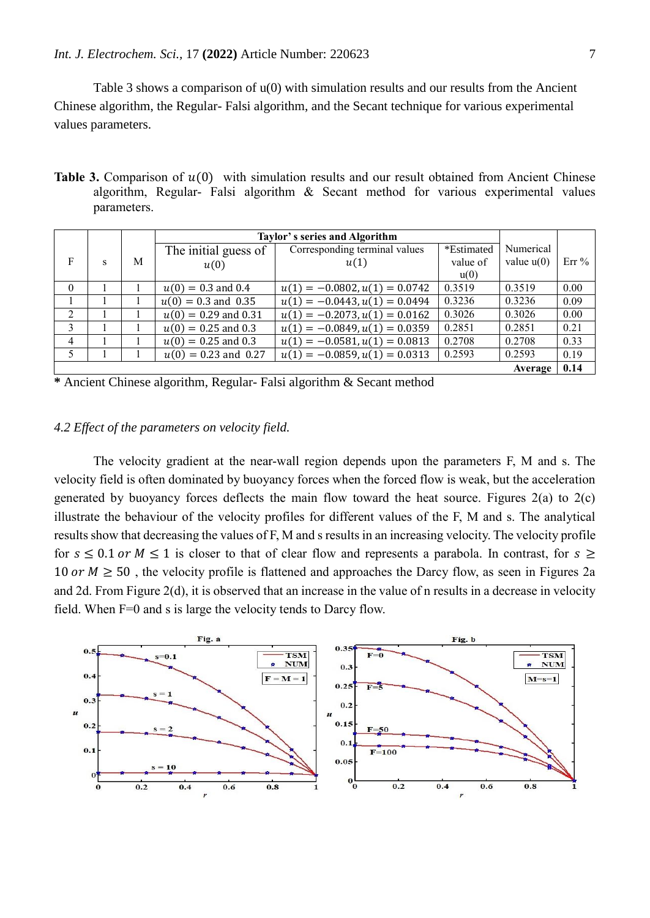Table 3 shows a comparison of u(0) with simulation results and our results from the Ancient Chinese algorithm, the Regular- Falsi algorithm, and the Secant technique for various experimental values parameters.

**Table 3.** Comparison of $u(0)$ with simulation results and our result obtained from Ancient Chinese algorithm, Regular- Falsi algorithm & Secant method for various experimental values parameters.

| F | s | M | Taylor's series and Algorithm | | | Numerical value u(0) | Err % |
|---|---|---|---|---|---|---|---|
| | | | The initial guess of $u(0)$ | Corresponding terminal values $u(1)$ | *Estimated value of u(0) | | |
| 0 | 1 | 1 | $u(0) = 0.3$ and $0.4$ | $u(1) = -0.0802, u(1) = 0.0742$ | 0.3519 | 0.3519 | 0.00 |
| 1 | 1 | 1 | $u(0) = 0.3$ and $0.35$ | $u(1) = -0.0443, u(1) = 0.0494$ | 0.3236 | 0.3236 | 0.09 |
| 2 | 1 | 1 | $u(0) = 0.29$ and $0.31$ | $u(1) = -0.2073, u(1) = 0.0162$ | 0.3026 | 0.3026 | 0.00 |
| 3 | 1 | 1 | $u(0) = 0.25$ and $0.3$ | $u(1) = -0.0849, u(1) = 0.0359$ | 0.2851 | 0.2851 | 0.21 |
| 4 | 1 | 1 | $u(0) = 0.25$ and $0.3$ | $u(1) = -0.0581, u(1) = 0.0813$ | 0.2708 | 0.2708 | 0.33 |
| 5 | 1 | 1 | $u(0) = 0.23$ and $0.27$ | $u(1) = -0.0859, u(1) = 0.0313$ | 0.2593 | 0.2593 | 0.19 |
| | | | | | | **Average** | **0.14** |

**\*** Ancient Chinese algorithm, Regular- Falsi algorithm & Secant method

*4.2 Effect of the parameters on velocity field.*

The velocity gradient at the near-wall region depends upon the parameters F, M and s. The velocity field is often dominated by buoyancy forces when the forced flow is weak, but the acceleration generated by buoyancy forces deflects the main flow toward the heat source. Figures 2(a) to 2(c) illustrate the behaviour of the velocity profiles for different values of the F, M and s. The analytical results show that decreasing the values of F, M and s results in an increasing velocity. The velocity profile for $s \leq 0.1$ *or* $M \leq 1$ is closer to that of clear flow and represents a parabola. In contrast, for $s \geq 10$ *or* $M \geq 50$ , the velocity profile is flattened and approaches the Darcy flow, as seen in Figures 2a and 2d. From Figure 2(d), it is observed that an increase in the value of n results in a decrease in velocity field. When F=0 and s is large the velocity tends to Darcy flow.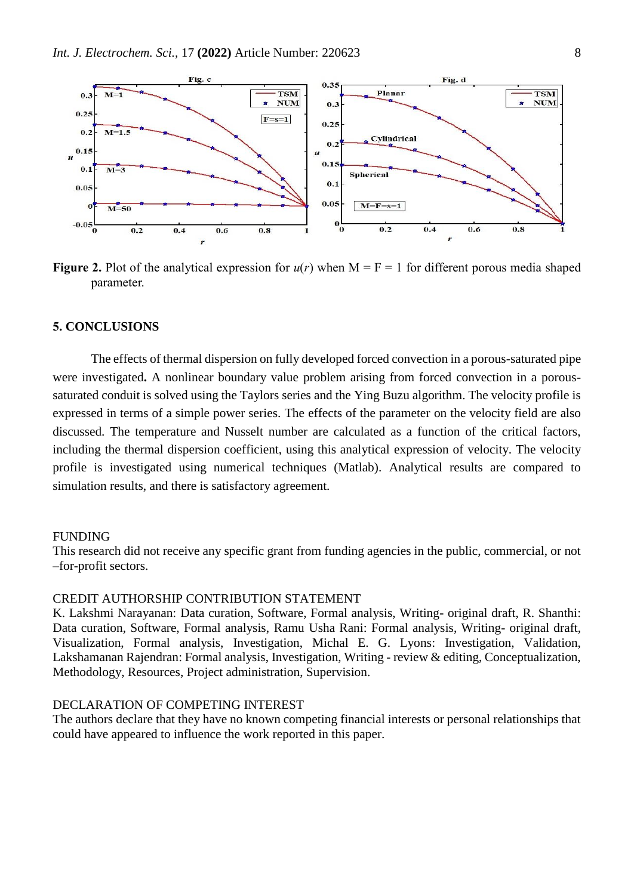**Figure 2.** Plot of the analytical expression for $u(r)$ when M = F = 1 for different porous media shaped parameter.

## 5. CONCLUSIONS

The effects of thermal dispersion on fully developed forced convection in a porous-saturated pipe were investigated**.** A nonlinear boundary value problem arising from forced convection in a porous-saturated conduit is solved using the Taylors series and the Ying Buzu algorithm. The velocity profile is expressed in terms of a simple power series. The effects of the parameter on the velocity field are also discussed. The temperature and Nusselt number are calculated as a function of the critical factors, including the thermal dispersion coefficient, using this analytical expression of velocity. The velocity profile is investigated using numerical techniques (Matlab). Analytical results are compared to simulation results, and there is satisfactory agreement.

FUNDING

This research did not receive any specific grant from funding agencies in the public, commercial, or not –for-profit sectors.

CREDIT AUTHORSHIP CONTRIBUTION STATEMENT

K. Lakshmi Narayanan: Data curation, Software, Formal analysis, Writing- original draft, R. Shanthi: Data curation, Software, Formal analysis, Ramu Usha Rani: Formal analysis, Writing- original draft, Visualization, Formal analysis, Investigation, Michal E. G. Lyons: Investigation, Validation, Lakshamanan Rajendran: Formal analysis, Investigation, Writing - review & editing, Conceptualization, Methodology, Resources, Project administration, Supervision.

DECLARATION OF COMPETING INTEREST

The authors declare that they have no known competing financial interests or personal relationships that could have appeared to influence the work reported in this paper.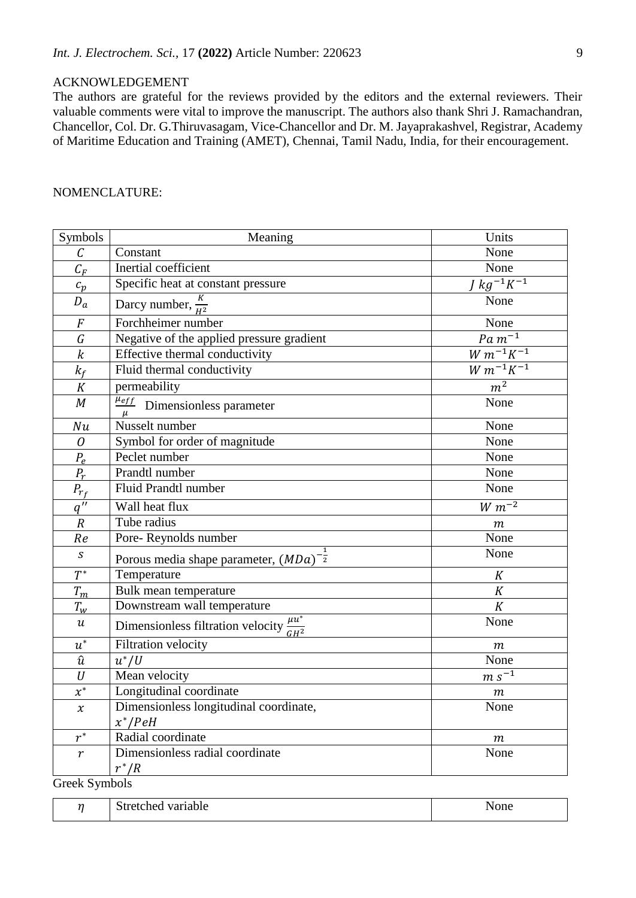ACKNOWLEDGEMENT

The authors are grateful for the reviews provided by the editors and the external reviewers. Their valuable comments were vital to improve the manuscript. The authors also thank Shri J. Ramachandran, Chancellor, Col. Dr. G.Thiruvasagam, Vice-Chancellor and Dr. M. Jayaprakashvel, Registrar, Academy of Maritime Education and Training (AMET), Chennai, Tamil Nadu, India, for their encouragement.

NOMENCLATURE:

| Symbols | Meaning | Units |
|---|---|---|
| $C$ | Constant | None |
| $C_F$ | Inertial coefficient | None |
| $c_p$ | Specific heat at constant pressure | $J\ kg^{-1}K^{-1}$ |
| $D_a$ | Darcy number, $\frac{K}{H^2}$ | None |
| $F$ | Forchheimer number | None |
| $G$ | Negative of the applied pressure gradient | $Pa\ m^{-1}$ |
| $k$ | Effective thermal conductivity | $W\ m^{-1}K^{-1}$ |
| $k_f$ | Fluid thermal conductivity | $W\ m^{-1}K^{-1}$ |
| $K$ | permeability | $m^2$ |
| $M$ | $\frac{\mu_{eff}}{\mu}$ Dimensionless parameter | None |
| $Nu$ | Nusselt number | None |
| $O$ | Symbol for order of magnitude | None |
| $P_e$ | Peclet number | None |
| $P_r$ | Prandtl number | None |
| $P_{r_f}$ | Fluid Prandtl number | None |
| $q''$ | Wall heat flux | $W\ m^{-2}$ |
| $R$ | Tube radius | $m$ |
| $Re$ | Pore- Reynolds number | None |
| $s$ | Porous media shape parameter, $(MDa)^{-\frac{1}{2}}$ | None |
| $T^*$ | Temperature | $K$ |
| $T_m$ | Bulk mean temperature | $K$ |
| $T_w$ | Downstream wall temperature | $K$ |
| $u$ | Dimensionless filtration velocity $\frac{\mu u^*}{GH^2}$ | None |
| $u^*$ | Filtration velocity | $m$ |
| $\hat{u}$ | $u^*/U$ | None |
| $U$ | Mean velocity | $m\ s^{-1}$ |
| $x^*$ | Longitudinal coordinate | $m$ |
| $x$ | Dimensionless longitudinal coordinate, $x^*/PeH$ | None |
| $r^*$ | Radial coordinate | $m$ |
| $r$ | Dimensionless radial coordinate $r^*/R$ | None |

Greek Symbols

| | | |
|---|---|---|
| $\eta$ | Stretched variable | None |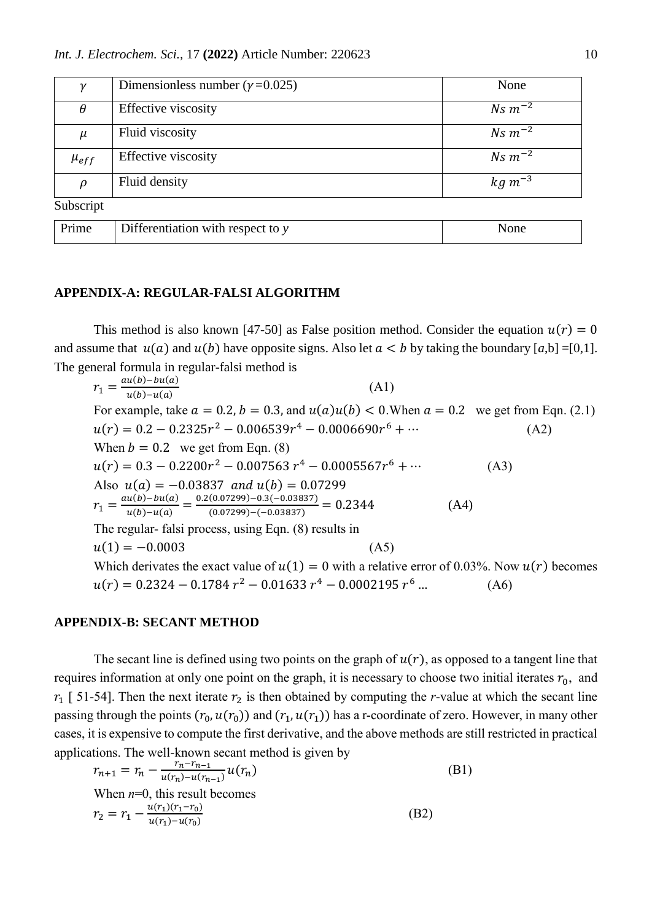| $\gamma$ | Dimensionless number ($\gamma$=0.025) | None |
|---|---|---|
| $\theta$ | Effective viscosity | $Ns\ m^{-2}$ |
| $\mu$ | Fluid viscosity | $Ns\ m^{-2}$ |
| $\mu_{eff}$ | Effective viscosity | $Ns\ m^{-2}$ |
| $\rho$ | Fluid density | $kg\ m^{-3}$ |

Subscript

| Prime | Differentiation with respect to *y* | None |
|---|---|---|

## APPENDIX-A: REGULAR-FALSI ALGORITHM

This method is also known [47-50] as False position method. Consider the equation $u(r) = 0$ and assume that $u(a)$ and $u(b)$ have opposite signs. Also let $a < b$ by taking the boundary [*a*,b] =[0,1]. The general formula in regular-falsi method is

$$r_1 = \frac{au(b) - bu(a)}{u(b) - u(a)} \quad \text{(A1)}$$

For example, take $a = 0.2$, $b = 0.3$, and $u(a)u(b) < 0$. When $a = 0.2$ we get from Eqn. (2.1)

$$u(r) = 0.2 - 0.2325r^2 - 0.006539r^4 - 0.0006690r^6 + \cdots \quad \text{(A2)}$$

When $b = 0.2$ we get from Eqn. (8)

$$u(r) = 0.3 - 0.2200r^2 - 0.007563\ r^4 - 0.0005567r^6 + \cdots \quad \text{(A3)}$$

Also $u(a) = -0.03837$ *and* $u(b) = 0.07299$

$$r_1 = \frac{au(b) - bu(a)}{u(b) - u(a)} = \frac{0.2(0.07299) - 0.3(-0.03837)}{(0.07299) - (-0.03837)} = 0.2344 \quad \text{(A4)}$$

The regular- falsi process, using Eqn. (8) results in

$$u(1) = -0.0003 \quad \text{(A5)}$$

Which derivates the exact value of $u(1) = 0$ with a relative error of 0.03%. Now $u(r)$ becomes

$$u(r) = 0.2324 - 0.1784\ r^2 - 0.01633\ r^4 - 0.0002195\ r^6 \ldots \quad \text{(A6)}$$

## APPENDIX-B: SECANT METHOD

The secant line is defined using two points on the graph of $u(r)$, as opposed to a tangent line that requires information at only one point on the graph, it is necessary to choose two initial iterates $r_0$, and $r_1$ [ 51-54]. Then the next iterate $r_2$ is then obtained by computing the *r*-value at which the secant line passing through the points $(r_0, u(r_0))$ and $(r_1, u(r_1))$ has a r-coordinate of zero. However, in many other cases, it is expensive to compute the first derivative, and the above methods are still restricted in practical applications. The well-known secant method is given by

$$r_{n+1} = r_n - \frac{r_n - r_{n-1}}{u(r_n) - u(r_{n-1})} u(r_n) \quad \text{(B1)}$$

When *n*=0, this result becomes

$$r_2 = r_1 - \frac{u(r_1)(r_1 - r_0)}{u(r_1) - u(r_0)} \quad \text{(B2)}$$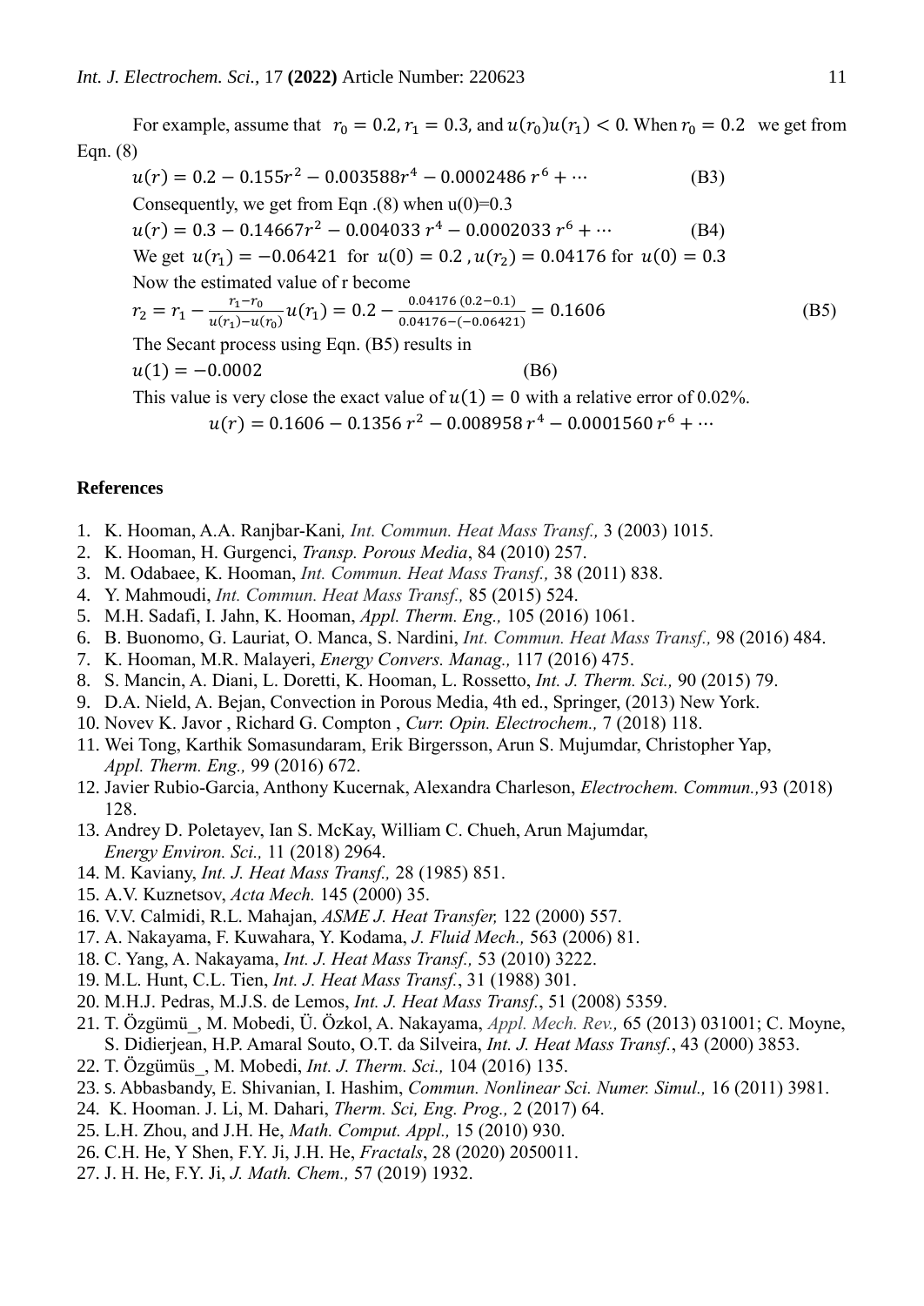For example, assume that $r_0 = 0.2, r_1 = 0.3$, and $u(r_0)u(r_1) < 0$. When $r_0 = 0.2$ we get from Eqn. (8)

$$u(r) = 0.2 - 0.155r^2 - 0.003588r^4 - 0.0002486\, r^6 + \cdots \quad \text{(B3)}$$

Consequently, we get from Eqn .(8) when u(0)=0.3

$$u(r) = 0.3 - 0.14667r^2 - 0.004033\, r^4 - 0.0002033\, r^6 + \cdots \quad \text{(B4)}$$

We get $u(r_1) = -0.06421$ for $u(0) = 0.2$ , $u(r_2) = 0.04176$ for $u(0) = 0.3$

Now the estimated value of r become

$$r_2 = r_1 - \frac{r_1 - r_0}{u(r_1) - u(r_0)} u(r_1) = 0.2 - \frac{0.04176\,(0.2 - 0.1)}{0.04176 - (-0.06421)} = 0.1606 \quad \text{(B5)}$$

The Secant process using Eqn. (B5) results in

$$u(1) = -0.0002 \quad \text{(B6)}$$

This value is very close the exact value of $u(1) = 0$ with a relative error of 0.02%.

$$u(r) = 0.1606 - 0.1356\, r^2 - 0.008958\, r^4 - 0.0001560\, r^6 + \cdots$$

## References

1. K. Hooman, A.A. Ranjbar-Kani, *Int. Commun. Heat Mass Transf.,* 3 (2003) 1015.
2. K. Hooman, H. Gurgenci, *Transp. Porous Media*, 84 (2010) 257.
3. M. Odabaee, K. Hooman, *Int. Commun. Heat Mass Transf.,* 38 (2011) 838.
4. Y. Mahmoudi, *Int. Commun. Heat Mass Transf.,* 85 (2015) 524.
5. M.H. Sadafi, I. Jahn, K. Hooman, *Appl. Therm. Eng.,* 105 (2016) 1061.
6. B. Buonomo, G. Lauriat, O. Manca, S. Nardini, *Int. Commun. Heat Mass Transf.,* 98 (2016) 484.
7. K. Hooman, M.R. Malayeri, *Energy Convers. Manag.,* 117 (2016) 475.
8. S. Mancin, A. Diani, L. Doretti, K. Hooman, L. Rossetto, *Int. J. Therm. Sci.,* 90 (2015) 79.
9. D.A. Nield, A. Bejan, Convection in Porous Media, 4th ed., Springer, (2013) New York.
10. Novev K. Javor , Richard G. Compton , *Curr. Opin. Electrochem.,* 7 (2018) 118.
11. Wei Tong, Karthik Somasundaram, Erik Birgersson, Arun S. Mujumdar, Christopher Yap, *Appl. Therm. Eng.,* 99 (2016) 672.
12. Javier Rubio-Garcia, Anthony Kucernak, Alexandra Charleson, *Electrochem. Commun.,*93 (2018) 128.
13. Andrey D. Poletayev, Ian S. McKay, William C. Chueh, Arun Majumdar, *Energy Environ. Sci.,* 11 (2018) 2964.
14. M. Kaviany, *Int. J. Heat Mass Transf.,* 28 (1985) 851.
15. A.V. Kuznetsov, *Acta Mech.* 145 (2000) 35.
16. V.V. Calmidi, R.L. Mahajan, *ASME J. Heat Transfer,* 122 (2000) 557.
17. A. Nakayama, F. Kuwahara, Y. Kodama, *J. Fluid Mech.,* 563 (2006) 81.
18. C. Yang, A. Nakayama, *Int. J. Heat Mass Transf.,* 53 (2010) 3222.
19. M.L. Hunt, C.L. Tien, *Int. J. Heat Mass Transf.*, 31 (1988) 301.
20. M.H.J. Pedras, M.J.S. de Lemos, *Int. J. Heat Mass Transf.*, 51 (2008) 5359.
21. T. Özgümü_, M. Mobedi, Ü. Özkol, A. Nakayama, *Appl. Mech. Rev.,* 65 (2013) 031001; C. Moyne, S. Didierjean, H.P. Amaral Souto, O.T. da Silveira, *Int. J. Heat Mass Transf.*, 43 (2000) 3853.
22. T. Özgümüs_, M. Mobedi, *Int. J. Therm. Sci.,* 104 (2016) 135.
23. S. Abbasbandy, E. Shivanian, I. Hashim, *Commun. Nonlinear Sci. Numer. Simul.,* 16 (2011) 3981.
24. K. Hooman. J. Li, M. Dahari, *Therm. Sci, Eng. Prog.,* 2 (2017) 64.
25. L.H. Zhou, and J.H. He, *Math. Comput. Appl.,* 15 (2010) 930.
26. C.H. He, Y Shen, F.Y. Ji, J.H. He, *Fractals*, 28 (2020) 2050011.
27. J. H. He, F.Y. Ji, *J. Math. Chem.,* 57 (2019) 1932.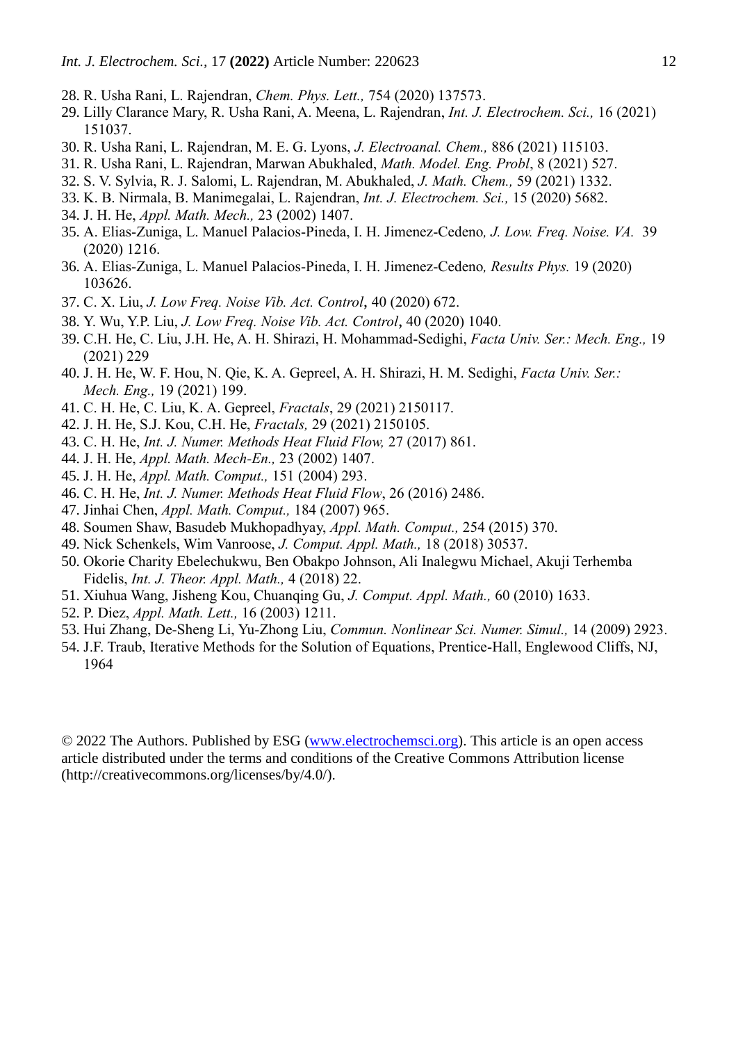28. R. Usha Rani, L. Rajendran, *Chem. Phys. Lett.,* 754 (2020) 137573.
29. Lilly Clarance Mary, R. Usha Rani, A. Meena, L. Rajendran, *Int. J. Electrochem. Sci.,* 16 (2021) 151037.
30. R. Usha Rani, L. Rajendran, M. E. G. Lyons, *J. Electroanal. Chem.,* 886 (2021) 115103.
31. R. Usha Rani, L. Rajendran, Marwan Abukhaled, *Math. Model. Eng. Probl*, 8 (2021) 527.
32. S. V. Sylvia, R. J. Salomi, L. Rajendran, M. Abukhaled, *J. Math. Chem.,* 59 (2021) 1332.
33. K. B. Nirmala, B. Manimegalai, L. Rajendran, *Int. J. Electrochem. Sci.,* 15 (2020) 5682.
34. J. H. He, *Appl. Math. Mech.,* 23 (2002) 1407.
35. A. Elias-Zuniga, L. Manuel Palacios-Pineda, I. H. Jimenez-Cedeno*, J. Low. Freq. Noise. VA.* 39 (2020) 1216.
36. A. Elias-Zuniga, L. Manuel Palacios-Pineda, I. H. Jimenez-Cedeno*, Results Phys.* 19 (2020) 103626.
37. C. X. Liu, *J. Low Freq. Noise Vib. Act. Control***,** 40 (2020) 672.
38. Y. Wu, Y.P. Liu, *J. Low Freq. Noise Vib. Act. Control***,** 40 (2020) 1040.
39. C.H. He, C. Liu, J.H. He, A. H. Shirazi, H. Mohammad-Sedighi, *Facta Univ. Ser.: Mech. Eng.,* 19 (2021) 229
40. J. H. He, W. F. Hou, N. Qie, K. A. Gepreel, A. H. Shirazi, H. M. Sedighi, *Facta Univ. Ser.: Mech. Eng.,* 19 (2021) 199.
41. C. H. He, C. Liu, K. A. Gepreel, *Fractals*, 29 (2021) 2150117.
42. J. H. He, S.J. Kou, C.H. He, *Fractals,* 29 (2021) 2150105.
43. C. H. He, *Int. J. Numer. Methods Heat Fluid Flow,* 27 (2017) 861.
44. J. H. He, *Appl. Math. Mech-En.,* 23 (2002) 1407.
45. J. H. He, *Appl. Math. Comput.,* 151 (2004) 293.
46. C. H. He, *Int. J. Numer. Methods Heat Fluid Flow*, 26 (2016) 2486.
47. Jinhai Chen, *Appl. Math. Comput.,* 184 (2007) 965.
48. Soumen Shaw, Basudeb Mukhopadhyay, *Appl. Math. Comput.,* 254 (2015) 370.
49. Nick Schenkels, Wim Vanroose, *J. Comput. Appl. Math.,* 18 (2018) 30537.
50. Okorie Charity Ebelechukwu, Ben Obakpo Johnson, Ali Inalegwu Michael, Akuji Terhemba Fidelis, *Int. J. Theor. Appl. Math.,* 4 (2018) 22.
51. Xiuhua Wang, Jisheng Kou, Chuanqing Gu, *J. Comput. Appl. Math.,* 60 (2010) 1633.
52. P. Diez, *Appl. Math. Lett.,* 16 (2003) 1211.
53. Hui Zhang, De-Sheng Li, Yu-Zhong Liu, *Commun. Nonlinear Sci. Numer. Simul.,* 14 (2009) 2923.
54. J.F. Traub, Iterative Methods for the Solution of Equations, Prentice-Hall, Englewood Cliffs, NJ, 1964

© 2022 The Authors. Published by ESG (www.electrochemsci.org). This article is an open access article distributed under the terms and conditions of the Creative Commons Attribution license (http://creativecommons.org/licenses/by/4.0/).